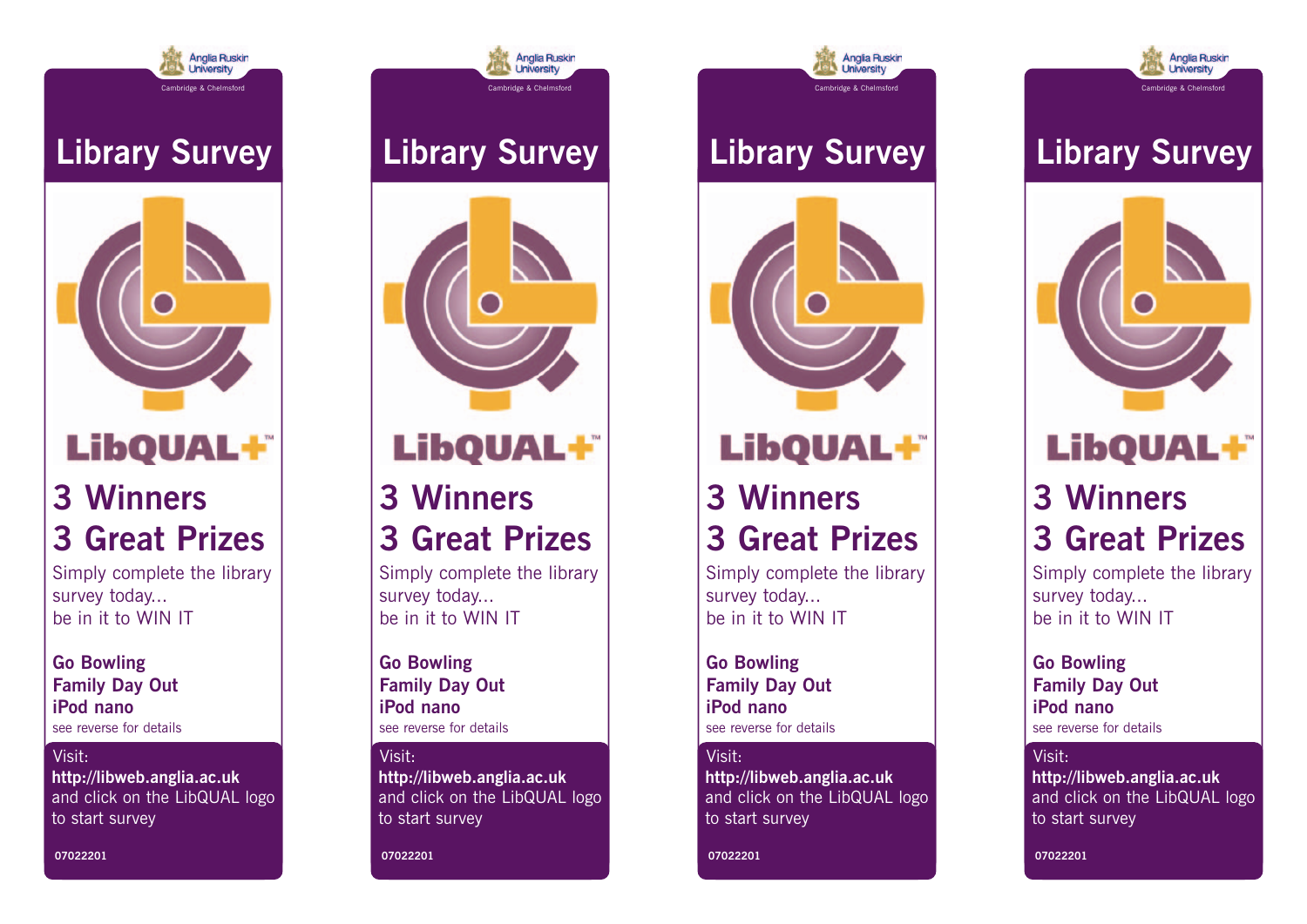Anglia Ruskin University
Cambridge & Chelmsford

# Library Survey

LibQUAL+™

## 3 Winners
## 3 Great Prizes

Simply complete the library survey today...
be in it to WIN IT

**Go Bowling**
**Family Day Out**
**iPod nano**
see reverse for details

Visit:
**http://libweb.anglia.ac.uk**
and click on the LibQUAL logo to start survey

07022201

---

Anglia Ruskin University
Cambridge & Chelmsford

# Library Survey

LibQUAL+™

## 3 Winners
## 3 Great Prizes

Simply complete the library survey today...
be in it to WIN IT

**Go Bowling**
**Family Day Out**
**iPod nano**
see reverse for details

Visit:
**http://libweb.anglia.ac.uk**
and click on the LibQUAL logo to start survey

07022201

---

Anglia Ruskin University
Cambridge & Chelmsford

# Library Survey

LibQUAL+™

## 3 Winners
## 3 Great Prizes

Simply complete the library survey today...
be in it to WIN IT

**Go Bowling**
**Family Day Out**
**iPod nano**
see reverse for details

Visit:
**http://libweb.anglia.ac.uk**
and click on the LibQUAL logo to start survey

07022201

---

Anglia Ruskin University
Cambridge & Chelmsford

# Library Survey

LibQUAL+™

## 3 Winners
## 3 Great Prizes

Simply complete the library survey today...
be in it to WIN IT

**Go Bowling**
**Family Day Out**
**iPod nano**
see reverse for details

Visit:
**http://libweb.anglia.ac.uk**
and click on the LibQUAL logo to start survey

07022201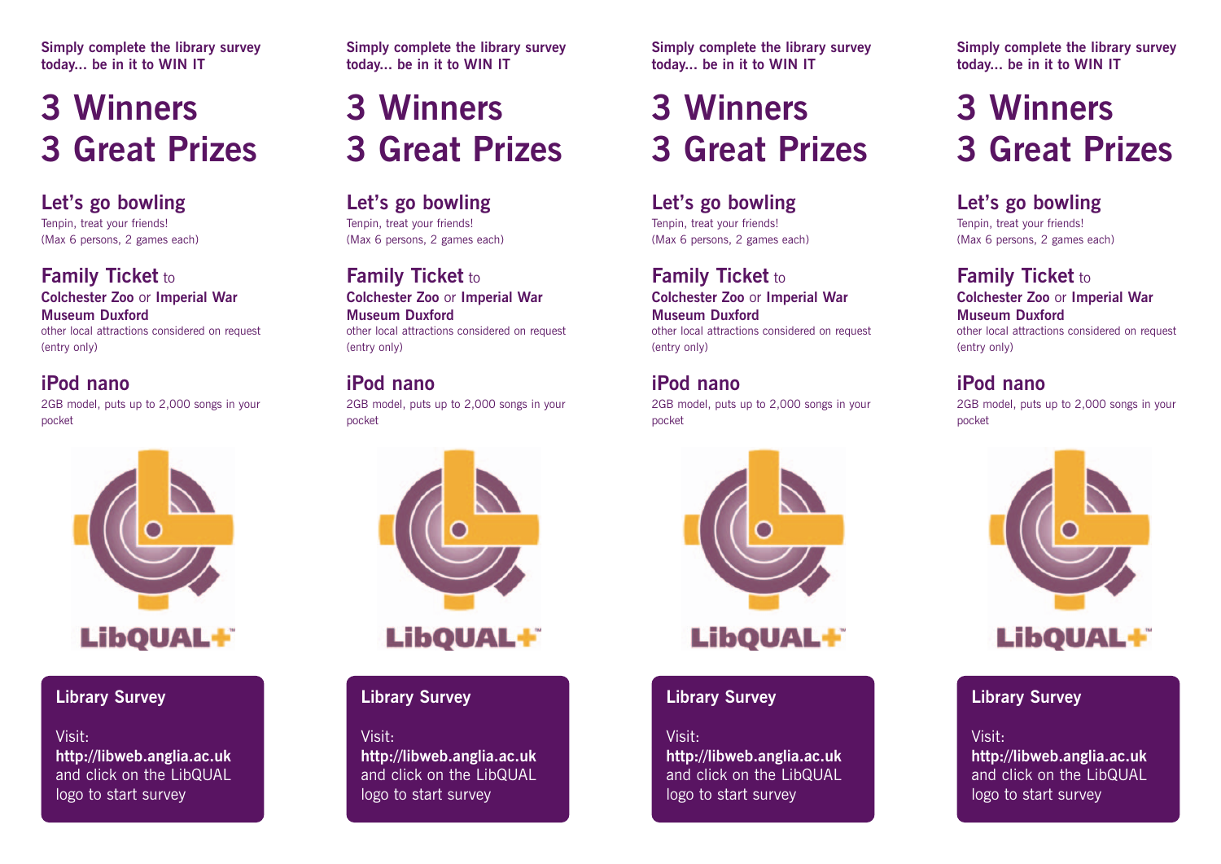**Simply complete the library survey today... be in it to WIN IT**

# 3 Winners 3 Great Prizes

## Let's go bowling

Tenpin, treat your friends!
(Max 6 persons, 2 games each)

## Family Ticket to

**Colchester Zoo** or **Imperial War Museum Duxford**
other local attractions considered on request
(entry only)

## iPod nano

2GB model, puts up to 2,000 songs in your pocket

LibQUAL+™

**Library Survey**

Visit:
**http://libweb.anglia.ac.uk**
and click on the LibQUAL logo to start survey

---

**Simply complete the library survey today... be in it to WIN IT**

# 3 Winners 3 Great Prizes

## Let's go bowling

Tenpin, treat your friends!
(Max 6 persons, 2 games each)

## Family Ticket to

**Colchester Zoo** or **Imperial War Museum Duxford**
other local attractions considered on request
(entry only)

## iPod nano

2GB model, puts up to 2,000 songs in your pocket

LibQUAL+™

**Library Survey**

Visit:
**http://libweb.anglia.ac.uk**
and click on the LibQUAL logo to start survey

---

**Simply complete the library survey today... be in it to WIN IT**

# 3 Winners 3 Great Prizes

## Let's go bowling

Tenpin, treat your friends!
(Max 6 persons, 2 games each)

## Family Ticket to

**Colchester Zoo** or **Imperial War Museum Duxford**
other local attractions considered on request
(entry only)

## iPod nano

2GB model, puts up to 2,000 songs in your pocket

LibQUAL+™

**Library Survey**

Visit:
**http://libweb.anglia.ac.uk**
and click on the LibQUAL logo to start survey

---

**Simply complete the library survey today... be in it to WIN IT**

# 3 Winners 3 Great Prizes

## Let's go bowling

Tenpin, treat your friends!
(Max 6 persons, 2 games each)

## Family Ticket to

**Colchester Zoo** or **Imperial War Museum Duxford**
other local attractions considered on request
(entry only)

## iPod nano

2GB model, puts up to 2,000 songs in your pocket

LibQUAL+™

**Library Survey**

Visit:
**http://libweb.anglia.ac.uk**
and click on the LibQUAL logo to start survey